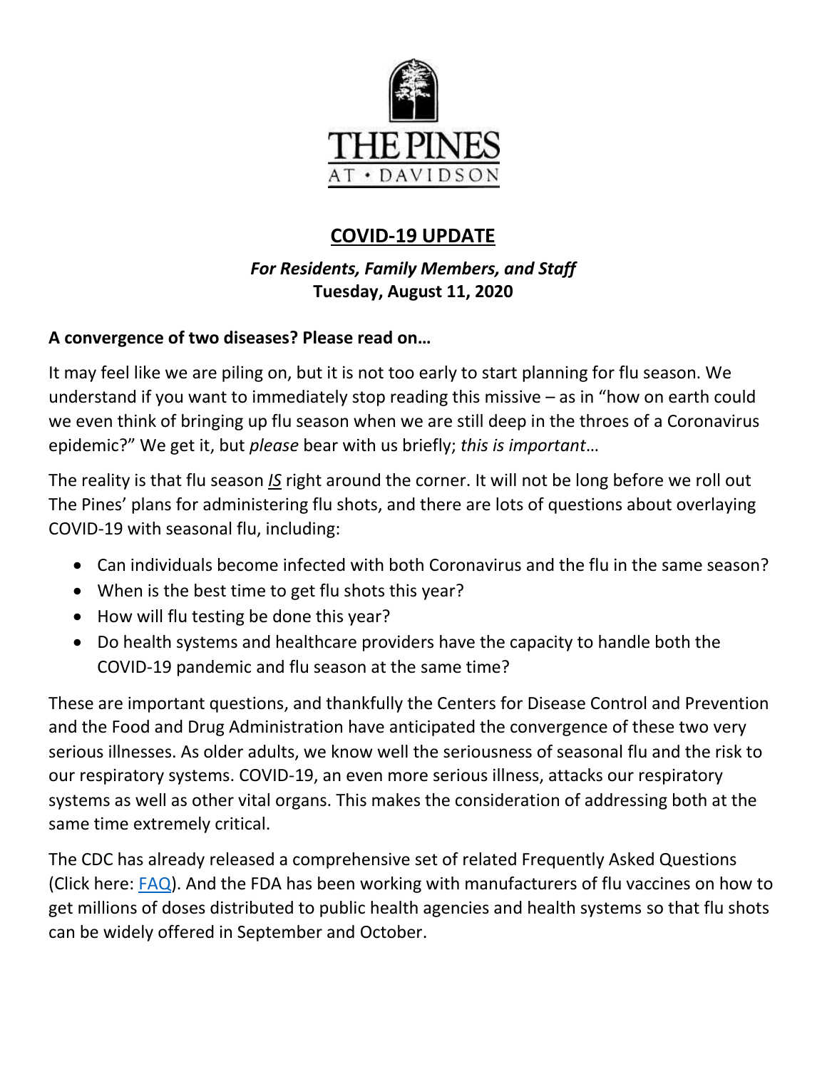THE PINES AT • DAVIDSON

# COVID-19 UPDATE

***For Residents, Family Members, and Staff***
**Tuesday, August 11, 2020**

**A convergence of two diseases? Please read on…**

It may feel like we are piling on, but it is not too early to start planning for flu season. We understand if you want to immediately stop reading this missive – as in "how on earth could we even think of bringing up flu season when we are still deep in the throes of a Coronavirus epidemic?" We get it, but *please* bear with us briefly; *this is important*…

The reality is that flu season ***IS*** right around the corner. It will not be long before we roll out The Pines' plans for administering flu shots, and there are lots of questions about overlaying COVID-19 with seasonal flu, including:

- Can individuals become infected with both Coronavirus and the flu in the same season?
- When is the best time to get flu shots this year?
- How will flu testing be done this year?
- Do health systems and healthcare providers have the capacity to handle both the COVID-19 pandemic and flu season at the same time?

These are important questions, and thankfully the Centers for Disease Control and Prevention and the Food and Drug Administration have anticipated the convergence of these two very serious illnesses. As older adults, we know well the seriousness of seasonal flu and the risk to our respiratory systems. COVID-19, an even more serious illness, attacks our respiratory systems as well as other vital organs. This makes the consideration of addressing both at the same time extremely critical.

The CDC has already released a comprehensive set of related Frequently Asked Questions (Click here: FAQ). And the FDA has been working with manufacturers of flu vaccines on how to get millions of doses distributed to public health agencies and health systems so that flu shots can be widely offered in September and October.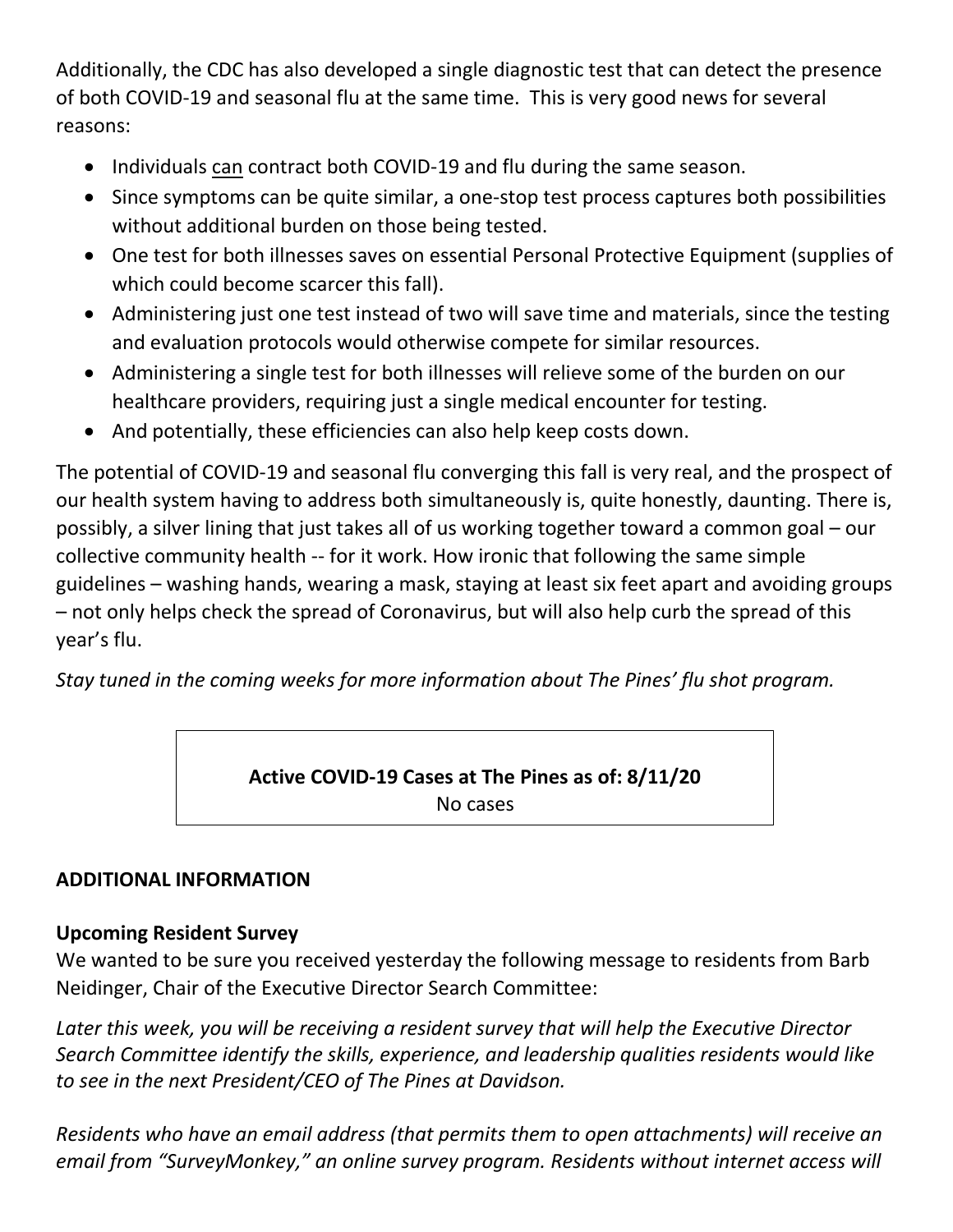Additionally, the CDC has also developed a single diagnostic test that can detect the presence of both COVID-19 and seasonal flu at the same time. This is very good news for several reasons:

- Individuals <u>can</u> contract both COVID-19 and flu during the same season.
- Since symptoms can be quite similar, a one-stop test process captures both possibilities without additional burden on those being tested.
- One test for both illnesses saves on essential Personal Protective Equipment (supplies of which could become scarcer this fall).
- Administering just one test instead of two will save time and materials, since the testing and evaluation protocols would otherwise compete for similar resources.
- Administering a single test for both illnesses will relieve some of the burden on our healthcare providers, requiring just a single medical encounter for testing.
- And potentially, these efficiencies can also help keep costs down.

The potential of COVID-19 and seasonal flu converging this fall is very real, and the prospect of our health system having to address both simultaneously is, quite honestly, daunting. There is, possibly, a silver lining that just takes all of us working together toward a common goal – our collective community health -- for it work. How ironic that following the same simple guidelines – washing hands, wearing a mask, staying at least six feet apart and avoiding groups – not only helps check the spread of Coronavirus, but will also help curb the spread of this year's flu.

*Stay tuned in the coming weeks for more information about The Pines' flu shot program.*

**Active COVID-19 Cases at The Pines as of: 8/11/20**
No cases

## ADDITIONAL INFORMATION

### Upcoming Resident Survey

We wanted to be sure you received yesterday the following message to residents from Barb Neidinger, Chair of the Executive Director Search Committee:

*Later this week, you will be receiving a resident survey that will help the Executive Director Search Committee identify the skills, experience, and leadership qualities residents would like to see in the next President/CEO of The Pines at Davidson.*

*Residents who have an email address (that permits them to open attachments) will receive an email from "SurveyMonkey," an online survey program. Residents without internet access will*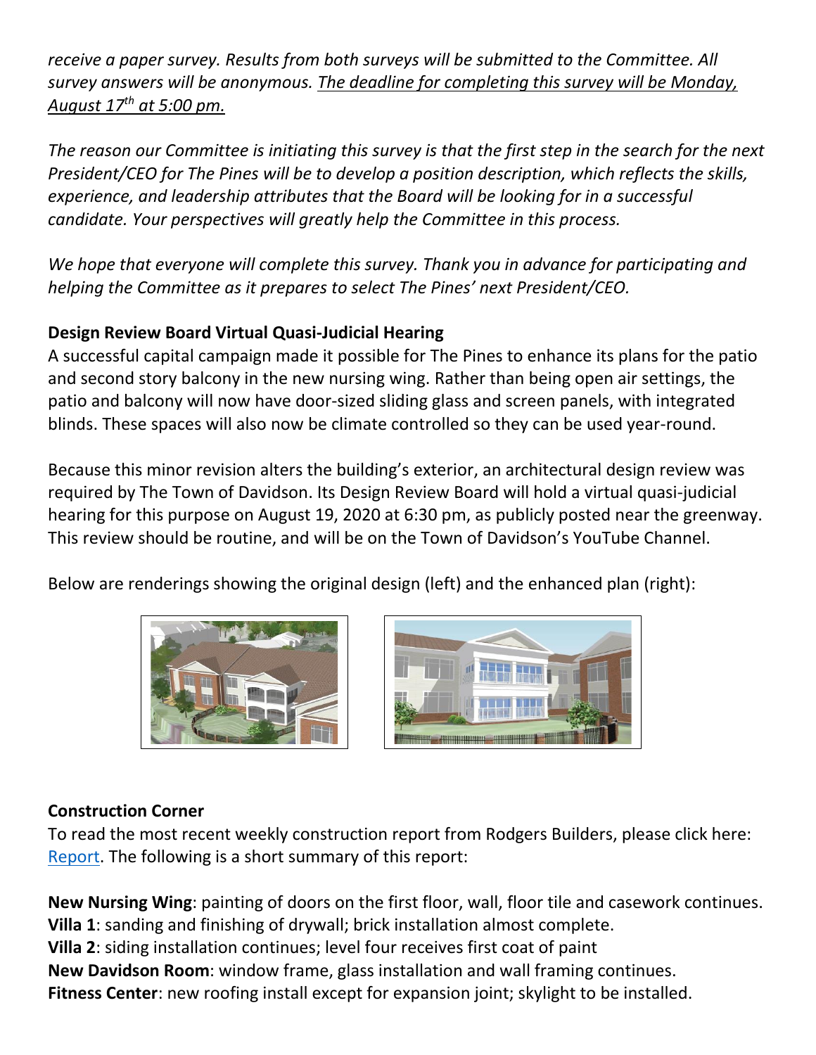*receive a paper survey. Results from both surveys will be submitted to the Committee. All survey answers will be anonymous. The deadline for completing this survey will be Monday, August 17th at 5:00 pm.*

*The reason our Committee is initiating this survey is that the first step in the search for the next President/CEO for The Pines will be to develop a position description, which reflects the skills, experience, and leadership attributes that the Board will be looking for in a successful candidate. Your perspectives will greatly help the Committee in this process.*

*We hope that everyone will complete this survey. Thank you in advance for participating and helping the Committee as it prepares to select The Pines' next President/CEO.*

**Design Review Board Virtual Quasi-Judicial Hearing**

A successful capital campaign made it possible for The Pines to enhance its plans for the patio and second story balcony in the new nursing wing. Rather than being open air settings, the patio and balcony will now have door-sized sliding glass and screen panels, with integrated blinds. These spaces will also now be climate controlled so they can be used year-round.

Because this minor revision alters the building's exterior, an architectural design review was required by The Town of Davidson. Its Design Review Board will hold a virtual quasi-judicial hearing for this purpose on August 19, 2020 at 6:30 pm, as publicly posted near the greenway. This review should be routine, and will be on the Town of Davidson's YouTube Channel.

Below are renderings showing the original design (left) and the enhanced plan (right):

**Construction Corner**

To read the most recent weekly construction report from Rodgers Builders, please click here: Report. The following is a short summary of this report:

**New Nursing Wing**: painting of doors on the first floor, wall, floor tile and casework continues.
**Villa 1**: sanding and finishing of drywall; brick installation almost complete.
**Villa 2**: siding installation continues; level four receives first coat of paint
**New Davidson Room**: window frame, glass installation and wall framing continues.
**Fitness Center**: new roofing install except for expansion joint; skylight to be installed.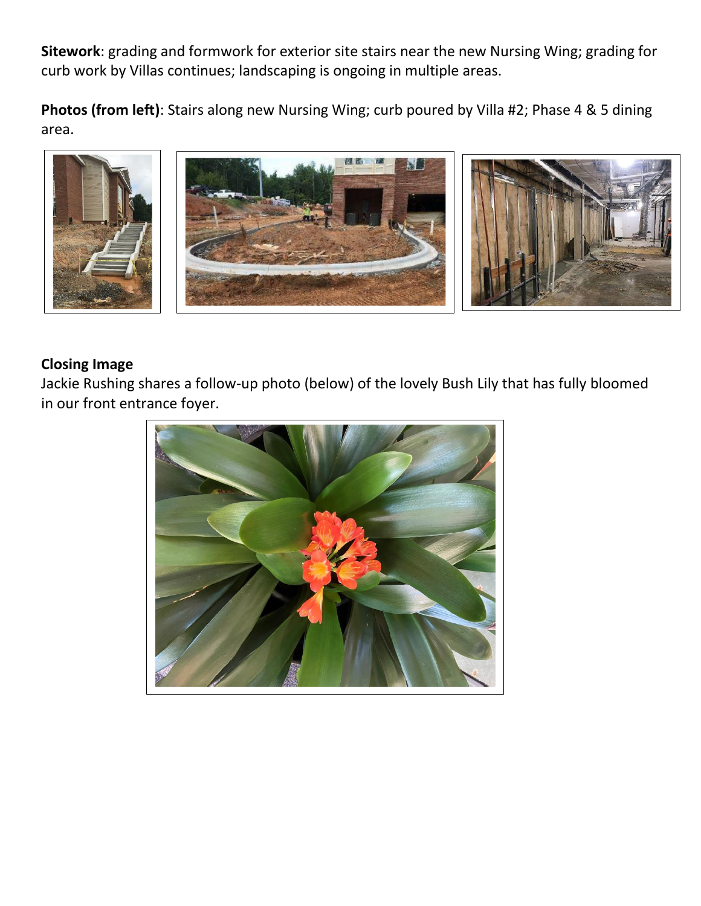**Sitework**: grading and formwork for exterior site stairs near the new Nursing Wing; grading for curb work by Villas continues; landscaping is ongoing in multiple areas.

**Photos (from left)**: Stairs along new Nursing Wing; curb poured by Villa #2; Phase 4 & 5 dining area.

## Closing Image

Jackie Rushing shares a follow-up photo (below) of the lovely Bush Lily that has fully bloomed in our front entrance foyer.